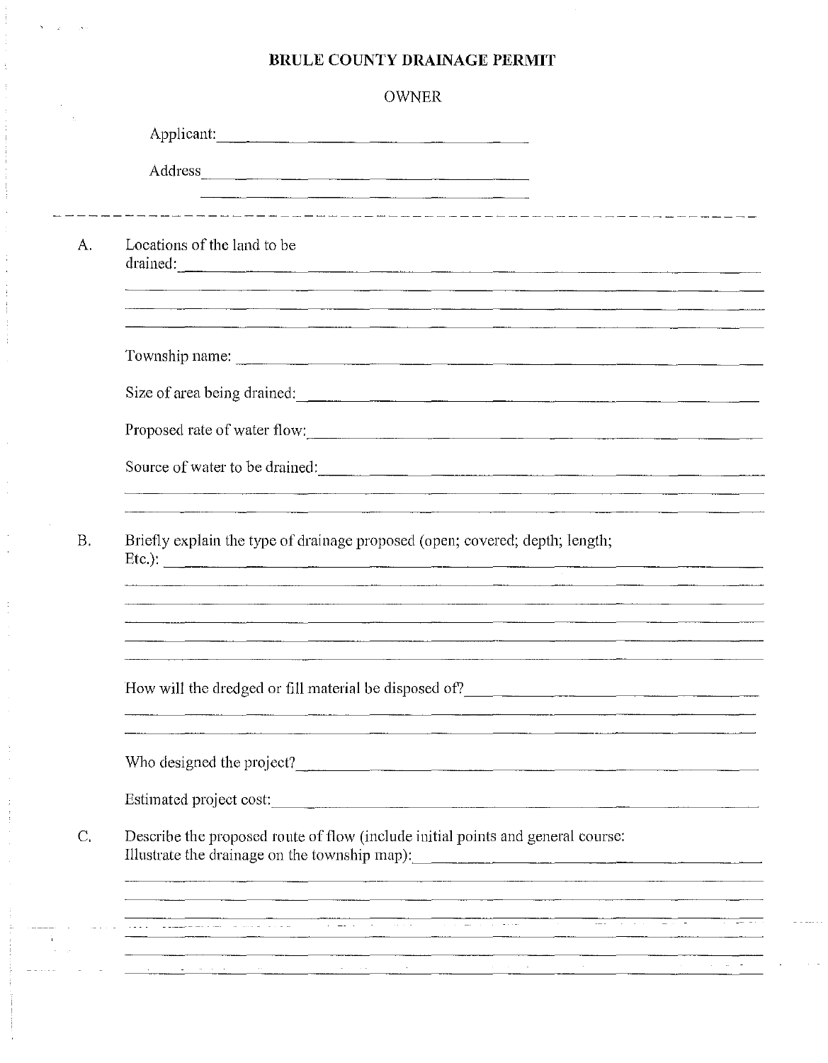# BRULE COUNTY DRAINAGE PERMIT

OWNER

Applicant: ____________________________________

Address ____________________________________

____________________________________

---

A. Locations of the land to be drained: ____________________________________

____________________________________

____________________________________

____________________________________

Township name: ____________________________________

Size of area being drained: ____________________________________

Proposed rate of water flow: ____________________________________

Source of water to be drained: ____________________________________

____________________________________

____________________________________

B. Briefly explain the type of drainage proposed (open; covered; depth; length; Etc.): ____________________________________

____________________________________

____________________________________

____________________________________

____________________________________

____________________________________

How will the dredged or fill material be disposed of? ____________________________________

____________________________________

____________________________________

Who designed the project? ____________________________________

Estimated project cost: ____________________________________

C. Describe the proposed route of flow (include initial points and general course: Illustrate the drainage on the township map): ____________________________________

____________________________________

____________________________________

____________________________________

____________________________________

____________________________________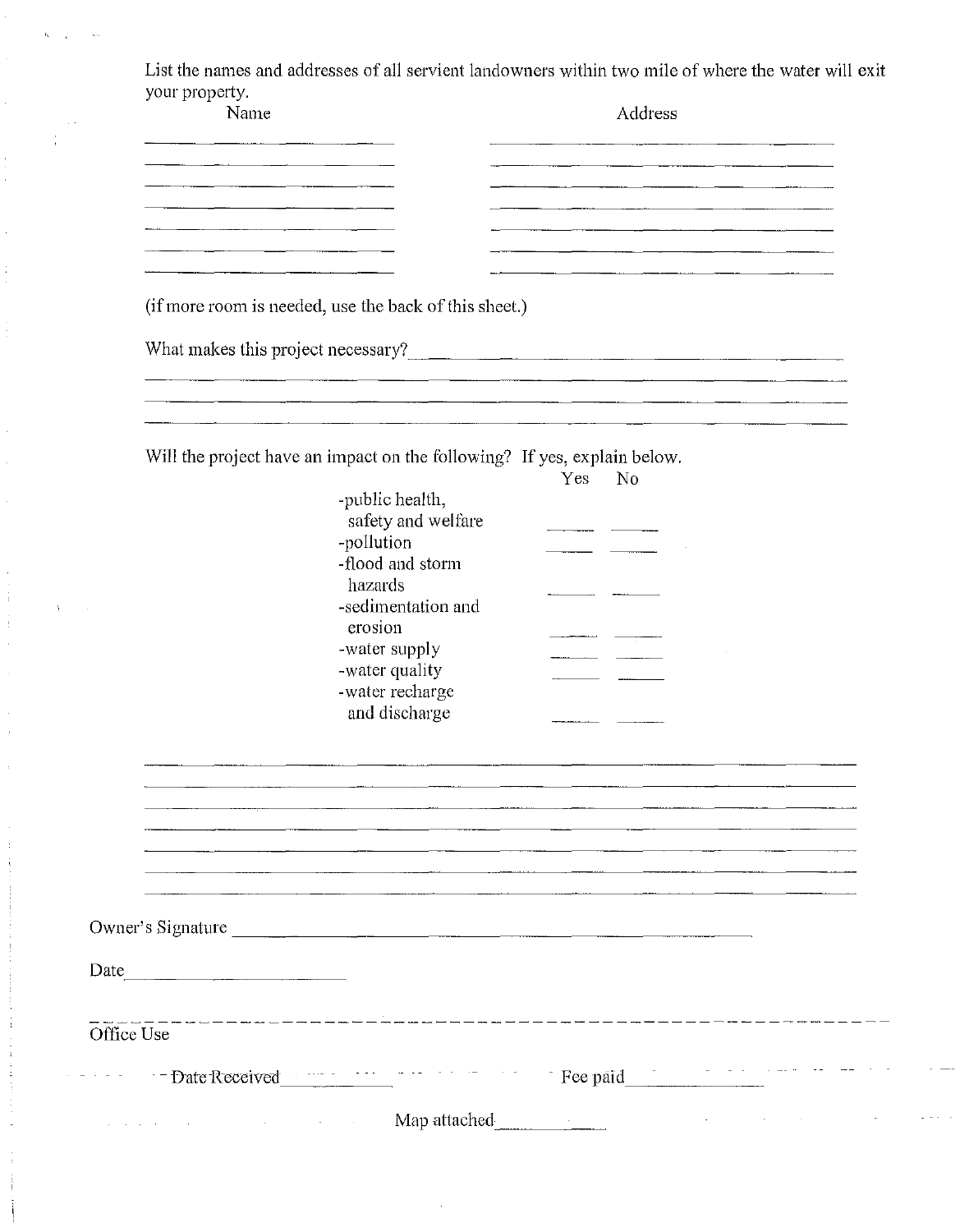List the names and addresses of all servient landowners within two mile of where the water will exit your property.

| Name | Address |
| --- | --- |
| | |
| | |
| | |
| | |
| | |
| | |
| | |

(if more room is needed, use the back of this sheet.)

What makes this project necessary?\_\_\_\_\_\_\_\_\_\_\_\_\_\_\_\_\_\_\_\_\_\_\_\_\_\_\_\_\_\_\_\_\_\_\_\_\_\_\_\_

\_\_\_\_\_\_\_\_\_\_\_\_\_\_\_\_\_\_\_\_\_\_\_\_\_\_\_\_\_\_\_\_\_\_\_\_\_\_\_\_\_\_\_\_\_\_\_\_\_\_\_\_\_\_\_\_\_\_\_\_\_\_\_\_\_\_\_\_\_\_\_\_

\_\_\_\_\_\_\_\_\_\_\_\_\_\_\_\_\_\_\_\_\_\_\_\_\_\_\_\_\_\_\_\_\_\_\_\_\_\_\_\_\_\_\_\_\_\_\_\_\_\_\_\_\_\_\_\_\_\_\_\_\_\_\_\_\_\_\_\_\_\_\_\_

\_\_\_\_\_\_\_\_\_\_\_\_\_\_\_\_\_\_\_\_\_\_\_\_\_\_\_\_\_\_\_\_\_\_\_\_\_\_\_\_\_\_\_\_\_\_\_\_\_\_\_\_\_\_\_\_\_\_\_\_\_\_\_\_\_\_\_\_\_\_\_\_

Will the project have an impact on the following? If yes, explain below.

| | Yes | No |
| --- | --- | --- |
| -public health, safety and welfare | \_\_\_\_ | \_\_\_\_ |
| -pollution | \_\_\_\_ | \_\_\_\_ |
| -flood and storm hazards | \_\_\_\_ | \_\_\_\_ |
| -sedimentation and erosion | \_\_\_\_ | \_\_\_\_ |
| -water supply | \_\_\_\_ | \_\_\_\_ |
| -water quality | \_\_\_\_ | \_\_\_\_ |
| -water recharge and discharge | \_\_\_\_ | \_\_\_\_ |

\_\_\_\_\_\_\_\_\_\_\_\_\_\_\_\_\_\_\_\_\_\_\_\_\_\_\_\_\_\_\_\_\_\_\_\_\_\_\_\_\_\_\_\_\_\_\_\_\_\_\_\_\_\_\_\_\_\_\_\_\_\_\_\_\_\_\_\_\_\_\_\_

\_\_\_\_\_\_\_\_\_\_\_\_\_\_\_\_\_\_\_\_\_\_\_\_\_\_\_\_\_\_\_\_\_\_\_\_\_\_\_\_\_\_\_\_\_\_\_\_\_\_\_\_\_\_\_\_\_\_\_\_\_\_\_\_\_\_\_\_\_\_\_\_

\_\_\_\_\_\_\_\_\_\_\_\_\_\_\_\_\_\_\_\_\_\_\_\_\_\_\_\_\_\_\_\_\_\_\_\_\_\_\_\_\_\_\_\_\_\_\_\_\_\_\_\_\_\_\_\_\_\_\_\_\_\_\_\_\_\_\_\_\_\_\_\_

\_\_\_\_\_\_\_\_\_\_\_\_\_\_\_\_\_\_\_\_\_\_\_\_\_\_\_\_\_\_\_\_\_\_\_\_\_\_\_\_\_\_\_\_\_\_\_\_\_\_\_\_\_\_\_\_\_\_\_\_\_\_\_\_\_\_\_\_\_\_\_\_

\_\_\_\_\_\_\_\_\_\_\_\_\_\_\_\_\_\_\_\_\_\_\_\_\_\_\_\_\_\_\_\_\_\_\_\_\_\_\_\_\_\_\_\_\_\_\_\_\_\_\_\_\_\_\_\_\_\_\_\_\_\_\_\_\_\_\_\_\_\_\_\_

\_\_\_\_\_\_\_\_\_\_\_\_\_\_\_\_\_\_\_\_\_\_\_\_\_\_\_\_\_\_\_\_\_\_\_\_\_\_\_\_\_\_\_\_\_\_\_\_\_\_\_\_\_\_\_\_\_\_\_\_\_\_\_\_\_\_\_\_\_\_\_\_

\_\_\_\_\_\_\_\_\_\_\_\_\_\_\_\_\_\_\_\_\_\_\_\_\_\_\_\_\_\_\_\_\_\_\_\_\_\_\_\_\_\_\_\_\_\_\_\_\_\_\_\_\_\_\_\_\_\_\_\_\_\_\_\_\_\_\_\_\_\_\_\_

Owner's Signature \_\_\_\_\_\_\_\_\_\_\_\_\_\_\_\_\_\_\_\_\_\_\_\_\_\_\_\_\_\_\_\_\_\_\_\_\_\_\_\_\_\_\_\_\_\_

Date\_\_\_\_\_\_\_\_\_\_\_\_\_\_\_\_\_\_\_\_

---

Office Use

Date Received\_\_\_\_\_\_\_\_\_\_\_\_ Fee paid\_\_\_\_\_\_\_\_\_\_\_\_

Map attached\_\_\_\_\_\_\_\_\_\_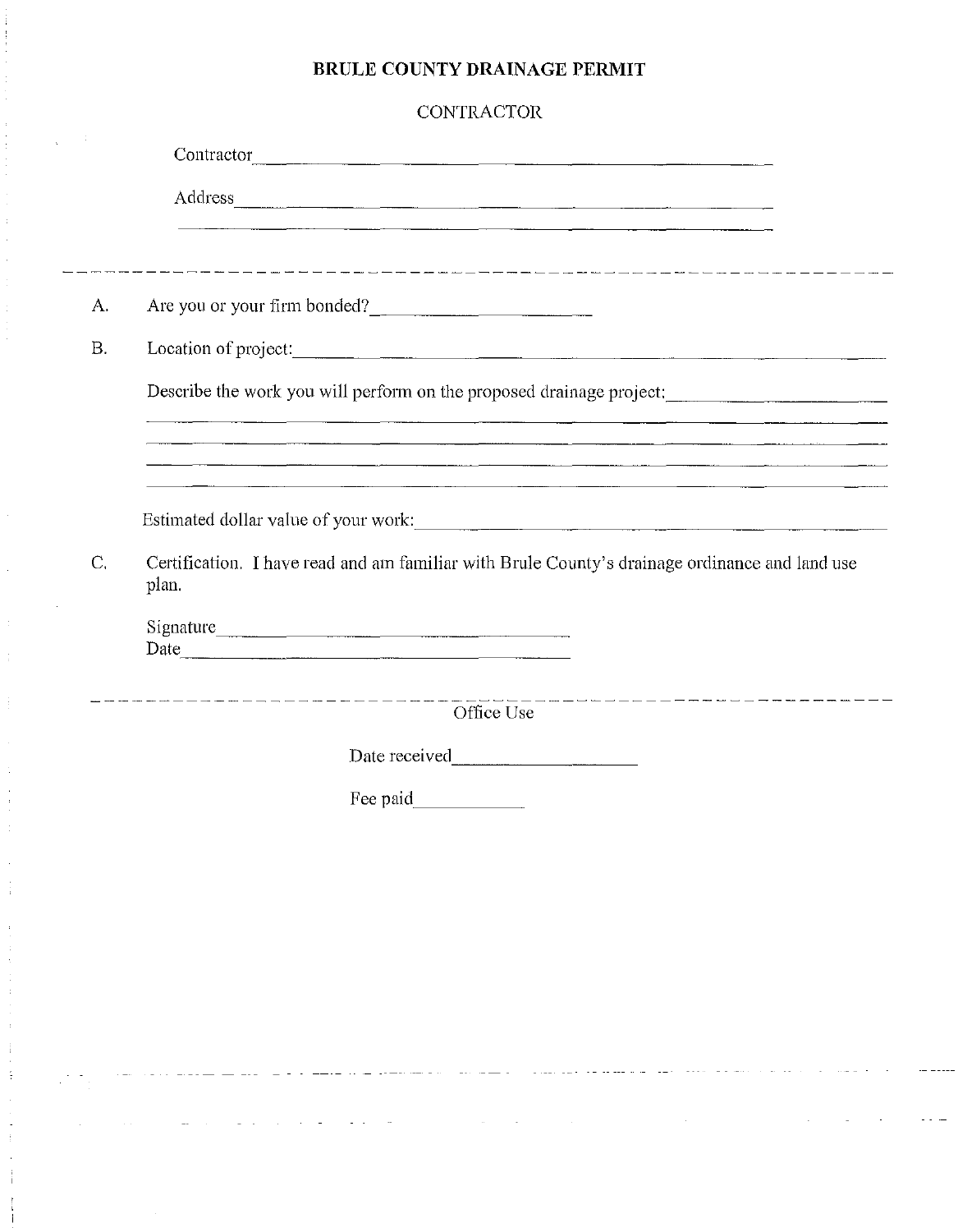# BRULE COUNTY DRAINAGE PERMIT

## CONTRACTOR

Contractor\_\_\_\_\_\_\_\_\_\_\_\_\_\_\_\_\_\_\_\_\_\_\_\_\_\_\_\_\_\_\_\_\_\_\_\_\_\_\_\_\_\_\_\_

Address\_\_\_\_\_\_\_\_\_\_\_\_\_\_\_\_\_\_\_\_\_\_\_\_\_\_\_\_\_\_\_\_\_\_\_\_\_\_\_\_\_\_\_\_\_\_

\_\_\_\_\_\_\_\_\_\_\_\_\_\_\_\_\_\_\_\_\_\_\_\_\_\_\_\_\_\_\_\_\_\_\_\_\_\_\_\_\_\_\_\_\_\_\_\_\_\_\_\_

---

A. Are you or your firm bonded?\_\_\_\_\_\_\_\_\_\_\_\_\_\_\_\_\_\_\_\_\_\_

B. Location of project:\_\_\_\_\_\_\_\_\_\_\_\_\_\_\_\_\_\_\_\_\_\_\_\_\_\_\_\_\_\_\_\_\_\_\_\_\_\_\_\_\_\_\_\_\_\_\_\_

Describe the work you will perform on the proposed drainage project:\_\_\_\_\_\_\_\_\_\_\_\_\_\_\_\_\_\_\_\_

\_\_\_\_\_\_\_\_\_\_\_\_\_\_\_\_\_\_\_\_\_\_\_\_\_\_\_\_\_\_\_\_\_\_\_\_\_\_\_\_\_\_\_\_\_\_\_\_\_\_\_\_\_\_\_\_\_\_\_\_\_\_

\_\_\_\_\_\_\_\_\_\_\_\_\_\_\_\_\_\_\_\_\_\_\_\_\_\_\_\_\_\_\_\_\_\_\_\_\_\_\_\_\_\_\_\_\_\_\_\_\_\_\_\_\_\_\_\_\_\_\_\_\_\_

\_\_\_\_\_\_\_\_\_\_\_\_\_\_\_\_\_\_\_\_\_\_\_\_\_\_\_\_\_\_\_\_\_\_\_\_\_\_\_\_\_\_\_\_\_\_\_\_\_\_\_\_\_\_\_\_\_\_\_\_\_\_

\_\_\_\_\_\_\_\_\_\_\_\_\_\_\_\_\_\_\_\_\_\_\_\_\_\_\_\_\_\_\_\_\_\_\_\_\_\_\_\_\_\_\_\_\_\_\_\_\_\_\_\_\_\_\_\_\_\_\_\_\_\_

Estimated dollar value of your work:\_\_\_\_\_\_\_\_\_\_\_\_\_\_\_\_\_\_\_\_\_\_\_\_\_\_\_\_\_\_\_\_\_\_\_\_\_\_\_\_

C. Certification. I have read and am familiar with Brule County's drainage ordinance and land use plan.

Signature\_\_\_\_\_\_\_\_\_\_\_\_\_\_\_\_\_\_\_\_\_\_\_\_\_\_\_\_\_\_\_\_\_\_\_\_

Date\_\_\_\_\_\_\_\_\_\_\_\_\_\_\_\_\_\_\_\_\_\_\_\_\_\_\_\_\_\_\_\_\_\_\_\_\_\_\_

---

Office Use

Date received\_\_\_\_\_\_\_\_\_\_\_\_\_\_\_\_\_\_\_\_

Fee paid\_\_\_\_\_\_\_\_\_\_\_\_